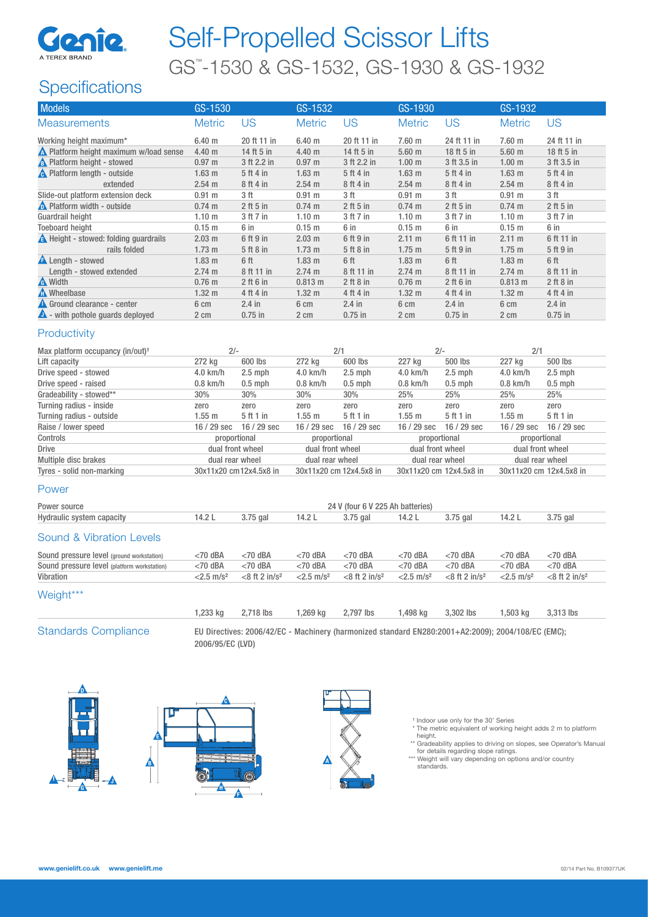# Self-Propelled Scissor Lifts

## GS™-1530 & GS-1532, GS-1930 & GS-1932

## Specifications

| Models | GS-1530 | | GS-1532 | | GS-1930 | | GS-1932 | |
|---|---|---|---|---|---|---|---|---|
| Measurements | Metric | US | Metric | US | Metric | US | Metric | US |
| Working height maximum* | 6.40 m | 20 ft 11 in | 6.40 m | 20 ft 11 in | 7.60 m | 24 ft 11 in | 7.60 m | 24 ft 11 in |
| B Platform height maximum w/load sense | 4.40 m | 14 ft 5 in | 4.40 m | 14 ft 5 in | 5.60 m | 18 ft 5 in | 5.60 m | 18 ft 5 in |
| B Platform height - stowed | 0.97 m | 3 ft 2.2 in | 0.97 m | 3 ft 2.2 in | 1.00 m | 3 ft 3.5 in | 1.00 m | 3 ft 3.5 in |
| C Platform length - outside | 1.63 m | 5 ft 4 in | 1.63 m | 5 ft 4 in | 1.63 m | 5 ft 4 in | 1.63 m | 5 ft 4 in |
| extended | 2.54 m | 8 ft 4 in | 2.54 m | 8 ft 4 in | 2.54 m | 8 ft 4 in | 2.54 m | 8 ft 4 in |
| Slide-out platform extension deck | 0.91 m | 3 ft | 0.91 m | 3 ft | 0.91 m | 3 ft | 0.91 m | 3 ft |
| D Platform width - outside | 0.74 m | 2 ft 5 in | 0.74 m | 2 ft 5 in | 0.74 m | 2 ft 5 in | 0.74 m | 2 ft 5 in |
| Guardrail height | 1.10 m | 3 ft 7 in | 1.10 m | 3 ft 7 in | 1.10 m | 3 ft 7 in | 1.10 m | 3 ft 7 in |
| Toeboard height | 0.15 m | 6 in | 0.15 m | 6 in | 0.15 m | 6 in | 0.15 m | 6 in |
| E Height - stowed: folding guardrails | 2.03 m | 6 ft 9 in | 2.03 m | 6 ft 9 in | 2.11 m | 6 ft 11 in | 2.11 m | 6 ft 11 in |
| rails folded | 1.73 m | 5 ft 8 in | 1.73 m | 5 ft 8 in | 1.75 m | 5 ft 9 in | 1.75 m | 5 ft 9 in |
| F Length - stowed | 1.83 m | 6 ft | 1.83 m | 6 ft | 1.83 m | 6 ft | 1.83 m | 6 ft |
| Length - stowed extended | 2.74 m | 8 ft 11 in | 2.74 m | 8 ft 11 in | 2.74 m | 8 ft 11 in | 2.74 m | 8 ft 11 in |
| G Width | 0.76 m | 2 ft 6 in | 0.813 m | 2 ft 8 in | 0.76 m | 2 ft 6 in | 0.813 m | 2 ft 8 in |
| H Wheelbase | 1.32 m | 4 ft 4 in | 1.32 m | 4 ft 4 in | 1.32 m | 4 ft 4 in | 1.32 m | 4 ft 4 in |
| I Ground clearance - center | 6 cm | 2.4 in | 6 cm | 2.4 in | 6 cm | 2.4 in | 6 cm | 2.4 in |
| J - with pothole guards deployed | 2 cm | 0.75 in | 2 cm | 0.75 in | 2 cm | 0.75 in | 2 cm | 0.75 in |

### Productivity

| | GS-1530 | | GS-1532 | | GS-1930 | | GS-1932 | |
|---|---|---|---|---|---|---|---|---|
| Max platform occupancy (in/out)[1] | 2/- | | 2/1 | | 2/- | | 2/1 | |
| Lift capacity | 272 kg | 600 lbs | 272 kg | 600 lbs | 227 kg | 500 lbs | 227 kg | 500 lbs |
| Drive speed - stowed | 4.0 km/h | 2.5 mph | 4.0 km/h | 2.5 mph | 4.0 km/h | 2.5 mph | 4.0 km/h | 2.5 mph |
| Drive speed - raised | 0.8 km/h | 0.5 mph | 0.8 km/h | 0.5 mph | 0.8 km/h | 0.5 mph | 0.8 km/h | 0.5 mph |
| Gradeability - stowed** | 30% | 30% | 30% | 30% | 25% | 25% | 25% | 25% |
| Turning radius - inside | zero | zero | zero | zero | zero | zero | zero | zero |
| Turning radius - outside | 1.55 m | 5 ft 1 in | 1.55 m | 5 ft 1 in | 1.55 m | 5 ft 1 in | 1.55 m | 5 ft 1 in |
| Raise / lower speed | 16 / 29 sec | 16 / 29 sec | 16 / 29 sec | 16 / 29 sec | 16 / 29 sec | 16 / 29 sec | 16 / 29 sec | 16 / 29 sec |
| Controls | proportional | | proportional | | proportional | | proportional | |
| Drive | dual front wheel | | dual front wheel | | dual front wheel | | dual front wheel | |
| Multiple disc brakes | dual rear wheel | | dual rear wheel | | dual rear wheel | | dual rear wheel | |
| Tyres - solid non-marking | 30x11x20 cm | 12x4.5x8 in | 30x11x20 cm | 12x4.5x8 in | 30x11x20 cm | 12x4.5x8 in | 30x11x20 cm | 12x4.5x8 in |

### Power

| | GS-1530 | | GS-1532 | | GS-1930 | | GS-1932 | |
|---|---|---|---|---|---|---|---|---|
| Power source | 24 V (four 6 V 225 Ah batteries) | | | | | | | |
| Hydraulic system capacity | 14.2 L | 3.75 gal | 14.2 L | 3.75 gal | 14.2 L | 3.75 gal | 14.2 L | 3.75 gal |

### Sound & Vibration Levels

| | GS-1530 | | GS-1532 | | GS-1930 | | GS-1932 | |
|---|---|---|---|---|---|---|---|---|
| Sound pressure level (ground workstation) | <70 dBA | <70 dBA | <70 dBA | <70 dBA | <70 dBA | <70 dBA | <70 dBA | <70 dBA |
| Sound pressure level (platform workstation) | <70 dBA | <70 dBA | <70 dBA | <70 dBA | <70 dBA | <70 dBA | <70 dBA | <70 dBA |
| Vibration | <2.5 m/s² | <8 ft 2 in/s² | <2.5 m/s² | <8 ft 2 in/s² | <2.5 m/s² | <8 ft 2 in/s² | <2.5 m/s² | <8 ft 2 in/s² |

### Weight***

| | GS-1530 | | GS-1532 | | GS-1930 | | GS-1932 | |
|---|---|---|---|---|---|---|---|---|
| | 1,233 kg | 2,718 lbs | 1,269 kg | 2,797 lbs | 1,498 kg | 3,302 lbs | 1,503 kg | 3,313 lbs |

### Standards Compliance

EU Directives: 2006/42/EC - Machinery (harmonized standard EN280:2001+A2:2009); 2004/108/EC (EMC); 2006/95/EC (LVD)

[1] Indoor use only for the 30' Series

\* The metric equivalent of working height adds 2 m to platform height.

\*\* Gradeability applies to driving on slopes, see Operator's Manual for details regarding slope ratings.

\*\*\* Weight will vary depending on options and/or country standards.

www.genielift.co.uk www.genielift.me

02/14 Part No. B109377UK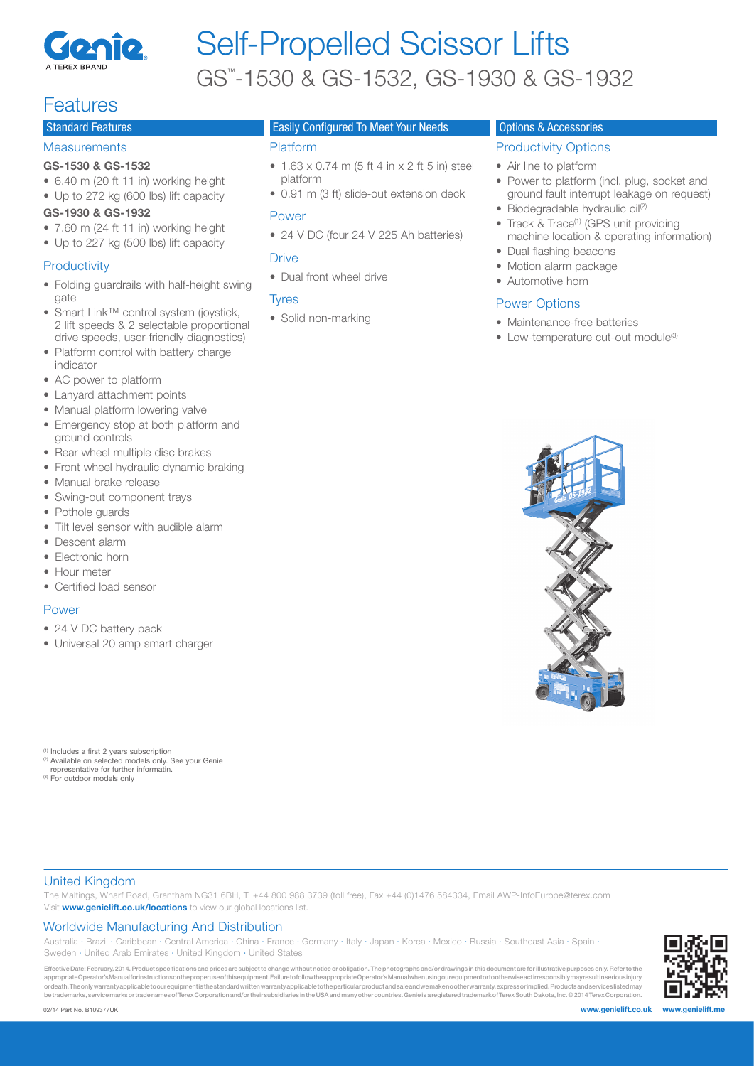# Self-Propelled Scissor Lifts

## GS™-1530 & GS-1532, GS-1930 & GS-1932

# Features

## Standard Features

### Measurements

**GS-1530 & GS-1532**

- 6.40 m (20 ft 11 in) working height
- Up to 272 kg (600 lbs) lift capacity

**GS-1930 & GS-1932**

- 7.60 m (24 ft 11 in) working height
- Up to 227 kg (500 lbs) lift capacity

### Productivity

- Folding guardrails with half-height swing gate
- Smart Link™ control system (joystick, 2 lift speeds & 2 selectable proportional drive speeds, user-friendly diagnostics)
- Platform control with battery charge indicator
- AC power to platform
- Lanyard attachment points
- Manual platform lowering valve
- Emergency stop at both platform and ground controls
- Rear wheel multiple disc brakes
- Front wheel hydraulic dynamic braking
- Manual brake release
- Swing-out component trays
- Pothole guards
- Tilt level sensor with audible alarm
- Descent alarm
- Electronic horn
- Hour meter
- Certified load sensor

### Power

- 24 V DC battery pack
- Universal 20 amp smart charger

## Easily Configured To Meet Your Needs

### Platform

- 1.63 x 0.74 m (5 ft 4 in x 2 ft 5 in) steel platform
- 0.91 m (3 ft) slide-out extension deck

### Power

- 24 V DC (four 24 V 225 Ah batteries)

### Drive

- Dual front wheel drive

### Tyres

- Solid non-marking

## Options & Accessories

### Productivity Options

- Air line to platform
- Power to platform (incl. plug, socket and ground fault interrupt leakage on request)
- Biodegradable hydraulic oil[2]
- Track & Trace[1] (GPS unit providing machine location & operating information)
- Dual flashing beacons
- Motion alarm package
- Automotive horn

### Power Options

- Maintenance-free batteries
- Low-temperature cut-out module[3]

[1] Includes a first 2 years subscription
[2] Available on selected models only. See your Genie representative for further informatin.
[3] For outdoor models only

## United Kingdom

The Maltings, Wharf Road, Grantham NG31 6BH, T: +44 800 988 3739 (toll free), Fax +44 (0)1476 584334, Email AWP-InfoEurope@terex.com
Visit **www.genielift.co.uk/locations** to view our global locations list.

## Worldwide Manufacturing And Distribution

Australia · Brazil · Caribbean · Central America · China · France · Germany · Italy · Japan · Korea · Mexico · Russia · Southeast Asia · Spain · Sweden · United Arab Emirates · United Kingdom · United States

Effective Date: February, 2014. Product specifications and prices are subject to change without notice or obligation. The photographs and/or drawings in this document are for illustrative purposes only. Refer to the appropriate Operator's Manual for instructions on the proper use of this equipment. Failure to follow the appropriate Operator's Manual when using our equipment or to otherwise act irresponsibly may result in serious injury or death. The only warranty applicable to our equipment is the standard written warranty applicable to the particular product and sale and we make no other warranty, express or implied. Products and services listed may be trademarks, service marks or trade names of Terex Corporation and/or their subsidiaries in the USA and many other countries. Genie is a registered trademark of Terex South Dakota, Inc. © 2014 Terex Corporation.

02/14 Part No. B109377UK

**www.genielift.co.uk** **www.genielift.me**